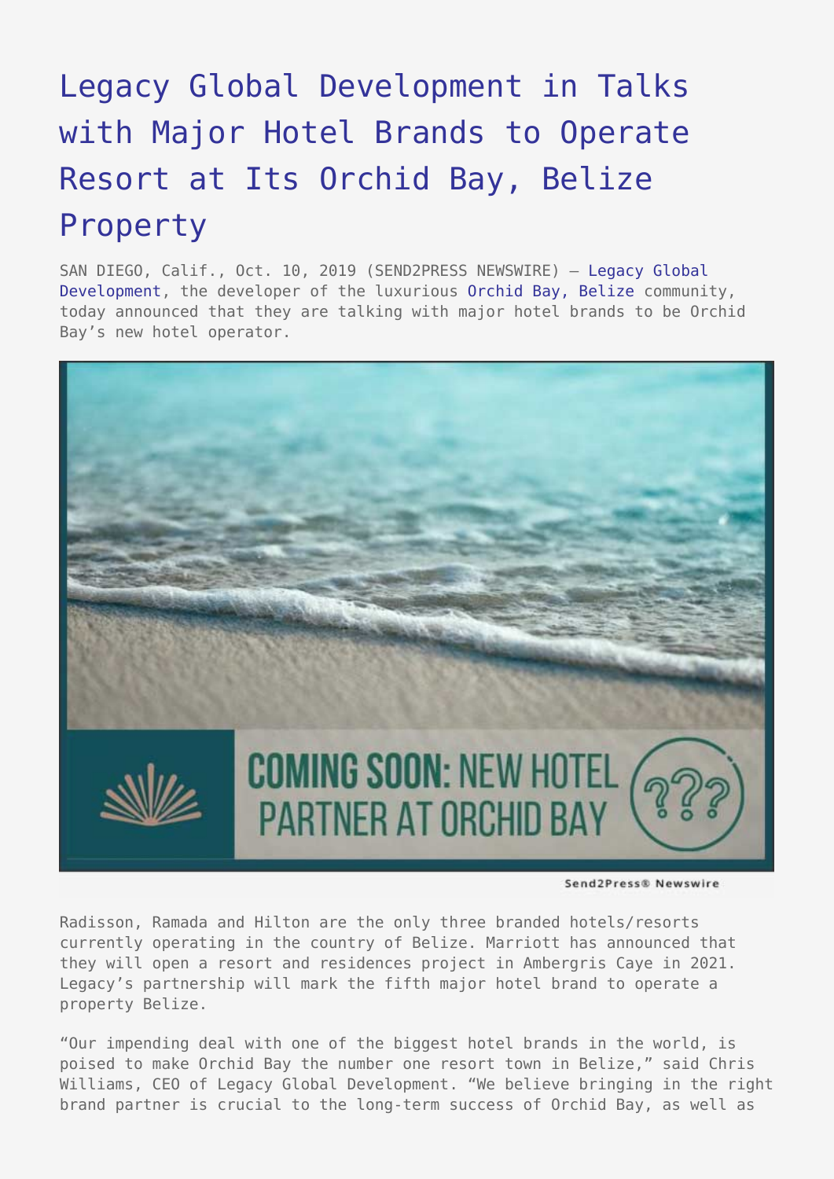# Legacy Global Development in Talks with Major Hotel Brands to Operate Resort at Its Orchid Bay, Belize Property

SAN DIEGO, Calif., Oct. 10, 2019 (SEND2PRESS NEWSWIRE) — Legacy Global Development, the developer of the luxurious Orchid Bay, Belize community, today announced that they are talking with major hotel brands to be Orchid Bay's new hotel operator.

Radisson, Ramada and Hilton are the only three branded hotels/resorts currently operating in the country of Belize. Marriott has announced that they will open a resort and residences project in Ambergris Caye in 2021. Legacy's partnership will mark the fifth major hotel brand to operate a property Belize.

"Our impending deal with one of the biggest hotel brands in the world, is poised to make Orchid Bay the number one resort town in Belize," said Chris Williams, CEO of Legacy Global Development. "We believe bringing in the right brand partner is crucial to the long-term success of Orchid Bay, as well as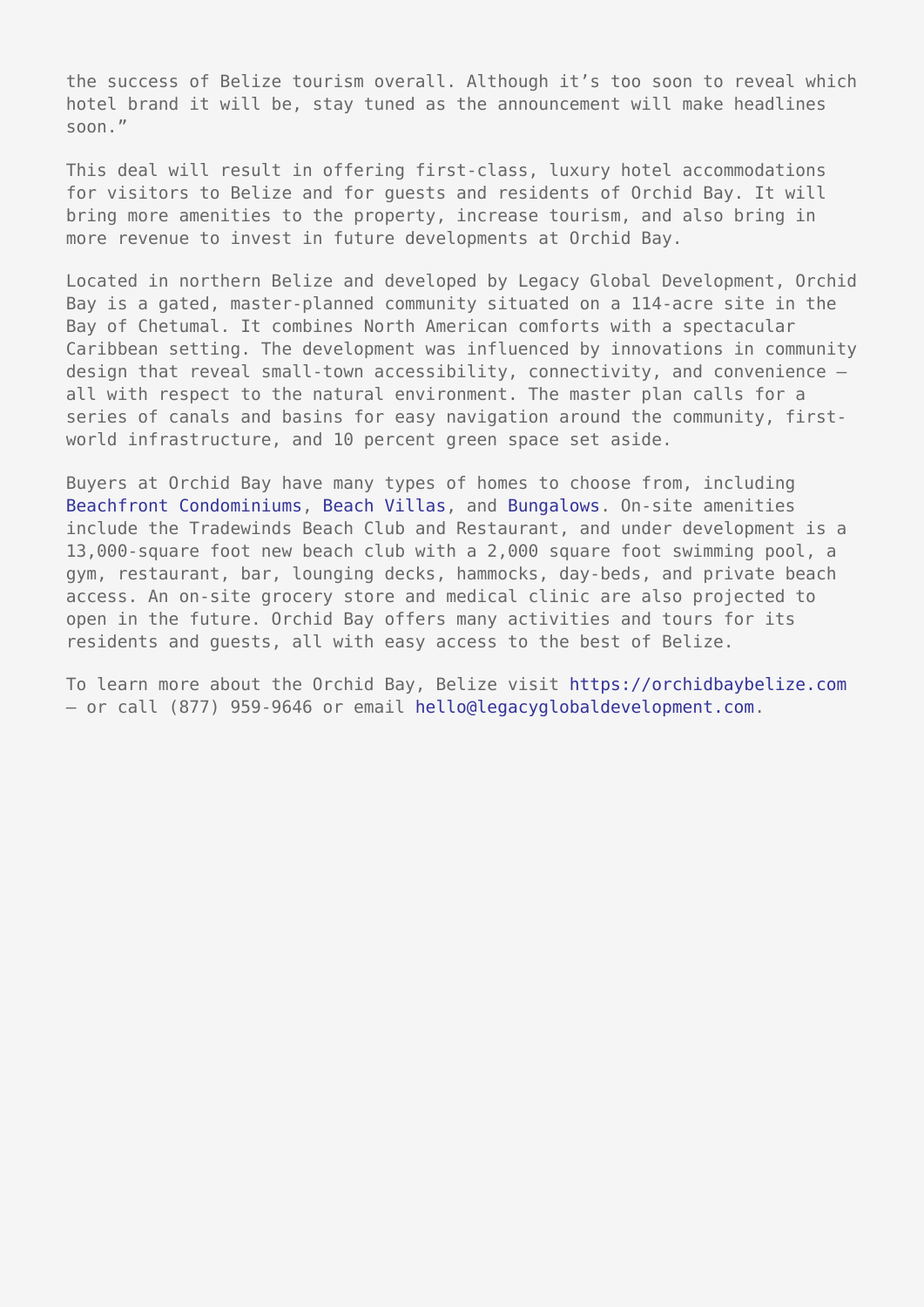the success of Belize tourism overall. Although it's too soon to reveal which hotel brand it will be, stay tuned as the announcement will make headlines soon."

This deal will result in offering first-class, luxury hotel accommodations for visitors to Belize and for guests and residents of Orchid Bay. It will bring more amenities to the property, increase tourism, and also bring in more revenue to invest in future developments at Orchid Bay.

Located in northern Belize and developed by Legacy Global Development, Orchid Bay is a gated, master-planned community situated on a 114-acre site in the Bay of Chetumal. It combines North American comforts with a spectacular Caribbean setting. The development was influenced by innovations in community design that reveal small-town accessibility, connectivity, and convenience – all with respect to the natural environment. The master plan calls for a series of canals and basins for easy navigation around the community, first-world infrastructure, and 10 percent green space set aside.

Buyers at Orchid Bay have many types of homes to choose from, including Beachfront Condominiums, Beach Villas, and Bungalows. On-site amenities include the Tradewinds Beach Club and Restaurant, and under development is a 13,000-square foot new beach club with a 2,000 square foot swimming pool, a gym, restaurant, bar, lounging decks, hammocks, day-beds, and private beach access. An on-site grocery store and medical clinic are also projected to open in the future. Orchid Bay offers many activities and tours for its residents and guests, all with easy access to the best of Belize.

To learn more about the Orchid Bay, Belize visit https://orchidbaybelize.com – or call (877) 959-9646 or email hello@legacyglobaldevelopment.com.